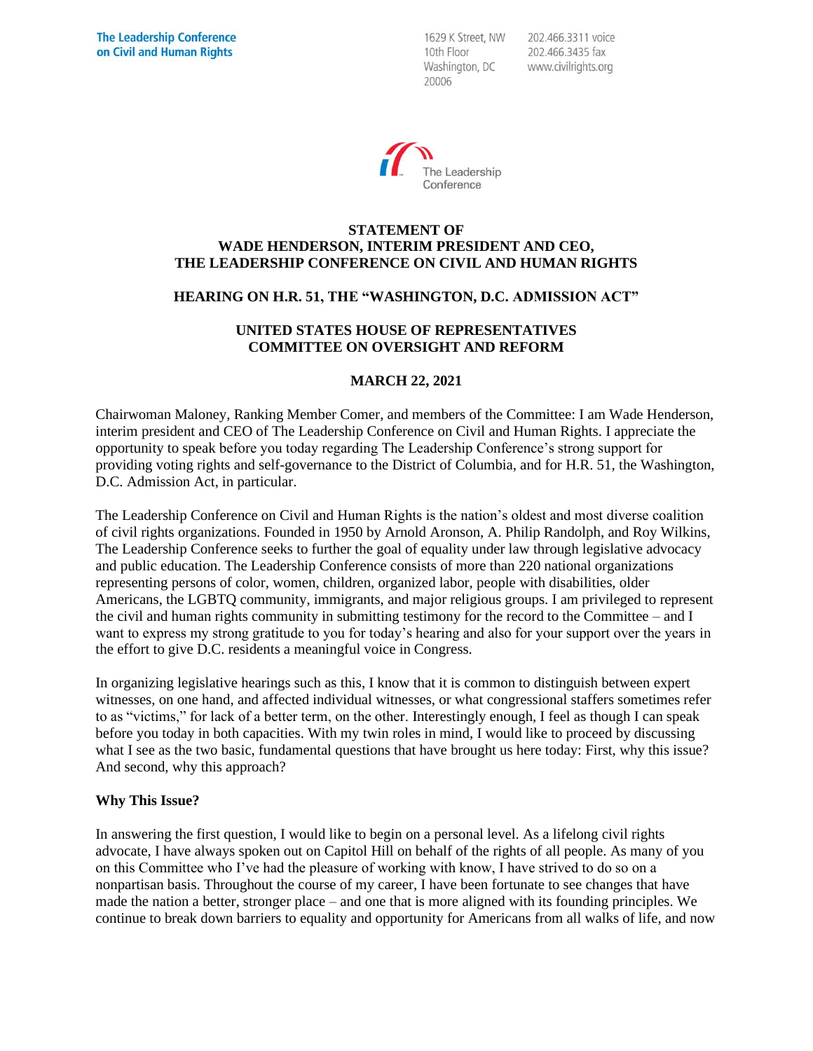The Leadership Conference on Civil and Human Rights

1629 K Street, NW
10th Floor
Washington, DC
20006

202.466.3311 voice
202.466.3435 fax
www.civilrights.org

The Leadership Conference

**STATEMENT OF**
**WADE HENDERSON, INTERIM PRESIDENT AND CEO,**
**THE LEADERSHIP CONFERENCE ON CIVIL AND HUMAN RIGHTS**

**HEARING ON H.R. 51, THE "WASHINGTON, D.C. ADMISSION ACT"**

**UNITED STATES HOUSE OF REPRESENTATIVES**
**COMMITTEE ON OVERSIGHT AND REFORM**

**MARCH 22, 2021**

Chairwoman Maloney, Ranking Member Comer, and members of the Committee: I am Wade Henderson, interim president and CEO of The Leadership Conference on Civil and Human Rights. I appreciate the opportunity to speak before you today regarding The Leadership Conference's strong support for providing voting rights and self-governance to the District of Columbia, and for H.R. 51, the Washington, D.C. Admission Act, in particular.

The Leadership Conference on Civil and Human Rights is the nation's oldest and most diverse coalition of civil rights organizations. Founded in 1950 by Arnold Aronson, A. Philip Randolph, and Roy Wilkins, The Leadership Conference seeks to further the goal of equality under law through legislative advocacy and public education. The Leadership Conference consists of more than 220 national organizations representing persons of color, women, children, organized labor, people with disabilities, older Americans, the LGBTQ community, immigrants, and major religious groups. I am privileged to represent the civil and human rights community in submitting testimony for the record to the Committee – and I want to express my strong gratitude to you for today's hearing and also for your support over the years in the effort to give D.C. residents a meaningful voice in Congress.

In organizing legislative hearings such as this, I know that it is common to distinguish between expert witnesses, on one hand, and affected individual witnesses, or what congressional staffers sometimes refer to as "victims," for lack of a better term, on the other. Interestingly enough, I feel as though I can speak before you today in both capacities. With my twin roles in mind, I would like to proceed by discussing what I see as the two basic, fundamental questions that have brought us here today: First, why this issue? And second, why this approach?

**Why This Issue?**

In answering the first question, I would like to begin on a personal level. As a lifelong civil rights advocate, I have always spoken out on Capitol Hill on behalf of the rights of all people. As many of you on this Committee who I've had the pleasure of working with know, I have strived to do so on a nonpartisan basis. Throughout the course of my career, I have been fortunate to see changes that have made the nation a better, stronger place – and one that is more aligned with its founding principles. We continue to break down barriers to equality and opportunity for Americans from all walks of life, and now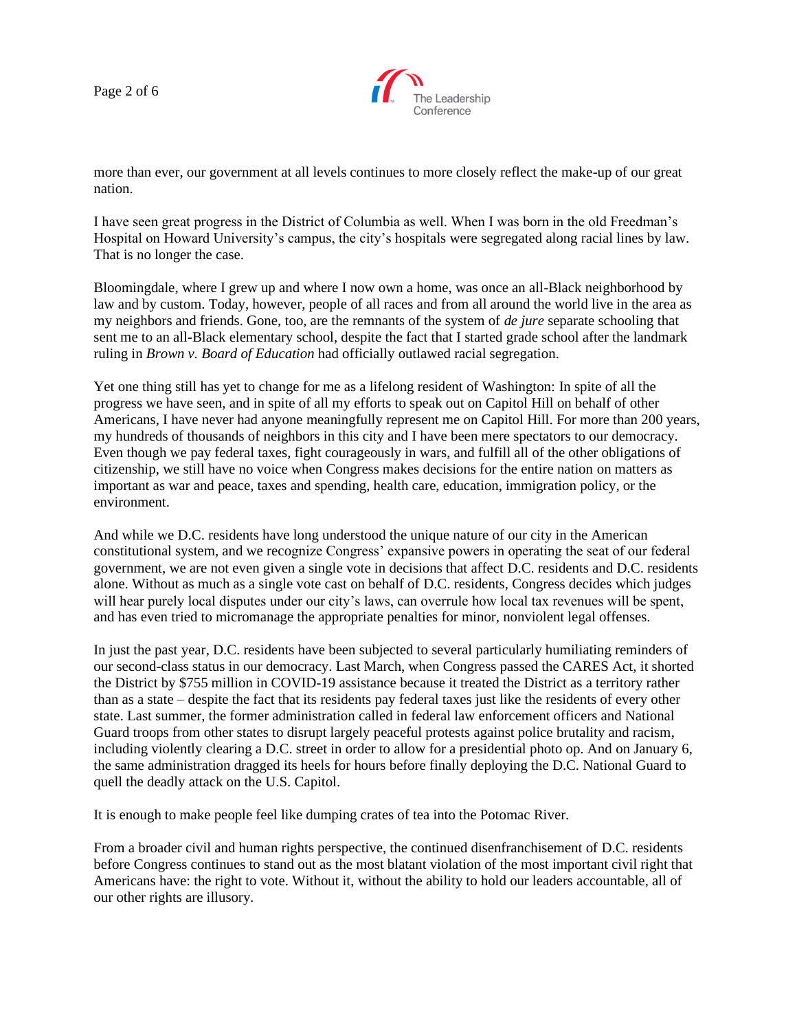more than ever, our government at all levels continues to more closely reflect the make-up of our great nation.

I have seen great progress in the District of Columbia as well. When I was born in the old Freedman's Hospital on Howard University's campus, the city's hospitals were segregated along racial lines by law. That is no longer the case.

Bloomingdale, where I grew up and where I now own a home, was once an all-Black neighborhood by law and by custom. Today, however, people of all races and from all around the world live in the area as my neighbors and friends. Gone, too, are the remnants of the system of *de jure* separate schooling that sent me to an all-Black elementary school, despite the fact that I started grade school after the landmark ruling in *Brown v. Board of Education* had officially outlawed racial segregation.

Yet one thing still has yet to change for me as a lifelong resident of Washington: In spite of all the progress we have seen, and in spite of all my efforts to speak out on Capitol Hill on behalf of other Americans, I have never had anyone meaningfully represent me on Capitol Hill. For more than 200 years, my hundreds of thousands of neighbors in this city and I have been mere spectators to our democracy. Even though we pay federal taxes, fight courageously in wars, and fulfill all of the other obligations of citizenship, we still have no voice when Congress makes decisions for the entire nation on matters as important as war and peace, taxes and spending, health care, education, immigration policy, or the environment.

And while we D.C. residents have long understood the unique nature of our city in the American constitutional system, and we recognize Congress' expansive powers in operating the seat of our federal government, we are not even given a single vote in decisions that affect D.C. residents and D.C. residents alone. Without as much as a single vote cast on behalf of D.C. residents, Congress decides which judges will hear purely local disputes under our city's laws, can overrule how local tax revenues will be spent, and has even tried to micromanage the appropriate penalties for minor, nonviolent legal offenses.

In just the past year, D.C. residents have been subjected to several particularly humiliating reminders of our second-class status in our democracy. Last March, when Congress passed the CARES Act, it shorted the District by $755 million in COVID-19 assistance because it treated the District as a territory rather than as a state – despite the fact that its residents pay federal taxes just like the residents of every other state. Last summer, the former administration called in federal law enforcement officers and National Guard troops from other states to disrupt largely peaceful protests against police brutality and racism, including violently clearing a D.C. street in order to allow for a presidential photo op. And on January 6, the same administration dragged its heels for hours before finally deploying the D.C. National Guard to quell the deadly attack on the U.S. Capitol.

It is enough to make people feel like dumping crates of tea into the Potomac River.

From a broader civil and human rights perspective, the continued disenfranchisement of D.C. residents before Congress continues to stand out as the most blatant violation of the most important civil right that Americans have: the right to vote. Without it, without the ability to hold our leaders accountable, all of our other rights are illusory.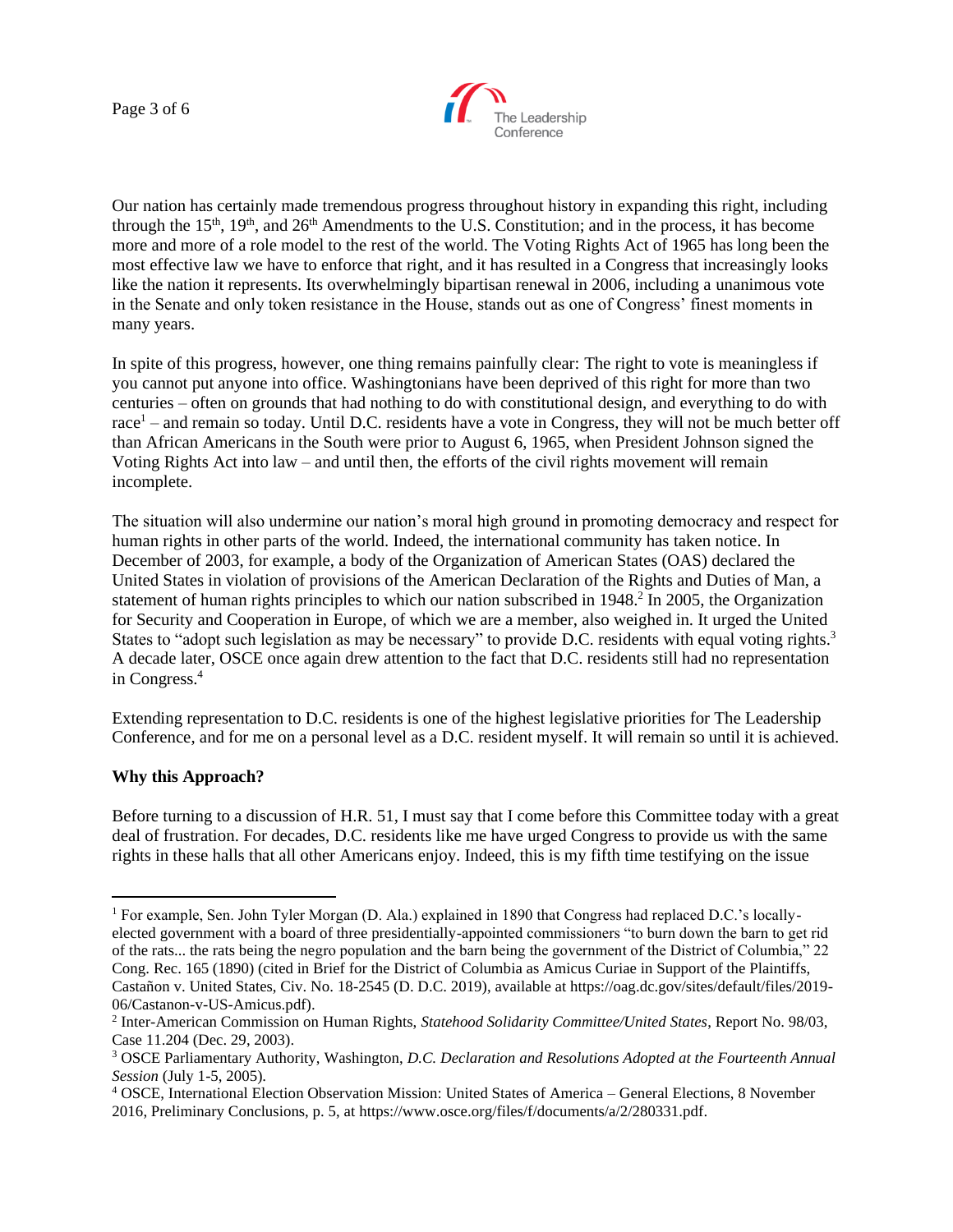Our nation has certainly made tremendous progress throughout history in expanding this right, including through the 15th, 19th, and 26th Amendments to the U.S. Constitution; and in the process, it has become more and more of a role model to the rest of the world. The Voting Rights Act of 1965 has long been the most effective law we have to enforce that right, and it has resulted in a Congress that increasingly looks like the nation it represents. Its overwhelmingly bipartisan renewal in 2006, including a unanimous vote in the Senate and only token resistance in the House, stands out as one of Congress' finest moments in many years.

In spite of this progress, however, one thing remains painfully clear: The right to vote is meaningless if you cannot put anyone into office. Washingtonians have been deprived of this right for more than two centuries – often on grounds that had nothing to do with constitutional design, and everything to do with race[1] – and remain so today. Until D.C. residents have a vote in Congress, they will not be much better off than African Americans in the South were prior to August 6, 1965, when President Johnson signed the Voting Rights Act into law – and until then, the efforts of the civil rights movement will remain incomplete.

The situation will also undermine our nation's moral high ground in promoting democracy and respect for human rights in other parts of the world. Indeed, the international community has taken notice. In December of 2003, for example, a body of the Organization of American States (OAS) declared the United States in violation of provisions of the American Declaration of the Rights and Duties of Man, a statement of human rights principles to which our nation subscribed in 1948.[2] In 2005, the Organization for Security and Cooperation in Europe, of which we are a member, also weighed in. It urged the United States to "adopt such legislation as may be necessary" to provide D.C. residents with equal voting rights.[3] A decade later, OSCE once again drew attention to the fact that D.C. residents still had no representation in Congress.[4]

Extending representation to D.C. residents is one of the highest legislative priorities for The Leadership Conference, and for me on a personal level as a D.C. resident myself. It will remain so until it is achieved.

**Why this Approach?**

Before turning to a discussion of H.R. 51, I must say that I come before this Committee today with a great deal of frustration. For decades, D.C. residents like me have urged Congress to provide us with the same rights in these halls that all other Americans enjoy. Indeed, this is my fifth time testifying on the issue

---

[1] For example, Sen. John Tyler Morgan (D. Ala.) explained in 1890 that Congress had replaced D.C.'s locally-elected government with a board of three presidentially-appointed commissioners "to burn down the barn to get rid of the rats... the rats being the negro population and the barn being the government of the District of Columbia," 22 Cong. Rec. 165 (1890) (cited in Brief for the District of Columbia as Amicus Curiae in Support of the Plaintiffs, Castañon v. United States, Civ. No. 18-2545 (D. D.C. 2019), available at https://oag.dc.gov/sites/default/files/2019-06/Castanon-v-US-Amicus.pdf).

[2] Inter-American Commission on Human Rights, *Statehood Solidarity Committee/United States*, Report No. 98/03, Case 11.204 (Dec. 29, 2003).

[3] OSCE Parliamentary Authority, Washington, *D.C. Declaration and Resolutions Adopted at the Fourteenth Annual Session* (July 1-5, 2005).

[4] OSCE, International Election Observation Mission: United States of America – General Elections, 8 November 2016, Preliminary Conclusions, p. 5, at https://www.osce.org/files/f/documents/a/2/280331.pdf.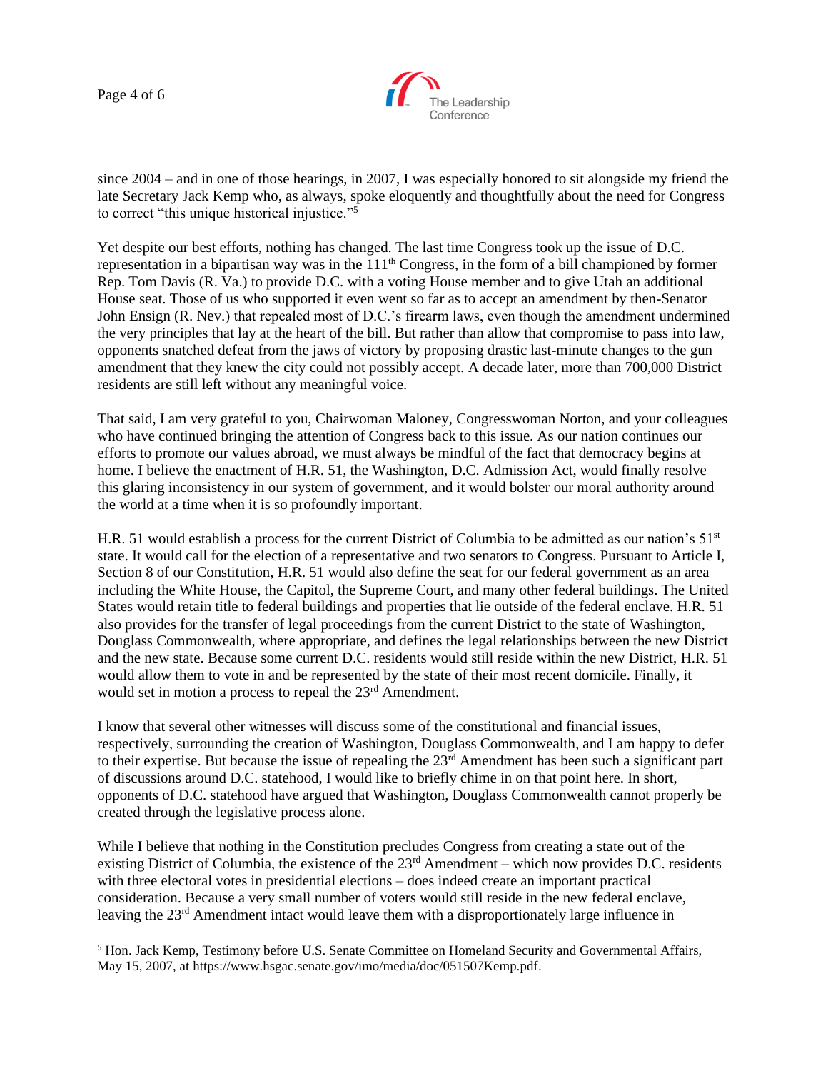since 2004 – and in one of those hearings, in 2007, I was especially honored to sit alongside my friend the late Secretary Jack Kemp who, as always, spoke eloquently and thoughtfully about the need for Congress to correct "this unique historical injustice."[5]

Yet despite our best efforts, nothing has changed. The last time Congress took up the issue of D.C. representation in a bipartisan way was in the 111th Congress, in the form of a bill championed by former Rep. Tom Davis (R. Va.) to provide D.C. with a voting House member and to give Utah an additional House seat. Those of us who supported it even went so far as to accept an amendment by then-Senator John Ensign (R. Nev.) that repealed most of D.C.'s firearm laws, even though the amendment undermined the very principles that lay at the heart of the bill. But rather than allow that compromise to pass into law, opponents snatched defeat from the jaws of victory by proposing drastic last-minute changes to the gun amendment that they knew the city could not possibly accept. A decade later, more than 700,000 District residents are still left without any meaningful voice.

That said, I am very grateful to you, Chairwoman Maloney, Congresswoman Norton, and your colleagues who have continued bringing the attention of Congress back to this issue. As our nation continues our efforts to promote our values abroad, we must always be mindful of the fact that democracy begins at home. I believe the enactment of H.R. 51, the Washington, D.C. Admission Act, would finally resolve this glaring inconsistency in our system of government, and it would bolster our moral authority around the world at a time when it is so profoundly important.

H.R. 51 would establish a process for the current District of Columbia to be admitted as our nation's 51st state. It would call for the election of a representative and two senators to Congress. Pursuant to Article I, Section 8 of our Constitution, H.R. 51 would also define the seat for our federal government as an area including the White House, the Capitol, the Supreme Court, and many other federal buildings. The United States would retain title to federal buildings and properties that lie outside of the federal enclave. H.R. 51 also provides for the transfer of legal proceedings from the current District to the state of Washington, Douglass Commonwealth, where appropriate, and defines the legal relationships between the new District and the new state. Because some current D.C. residents would still reside within the new District, H.R. 51 would allow them to vote in and be represented by the state of their most recent domicile. Finally, it would set in motion a process to repeal the 23rd Amendment.

I know that several other witnesses will discuss some of the constitutional and financial issues, respectively, surrounding the creation of Washington, Douglass Commonwealth, and I am happy to defer to their expertise. But because the issue of repealing the 23rd Amendment has been such a significant part of discussions around D.C. statehood, I would like to briefly chime in on that point here. In short, opponents of D.C. statehood have argued that Washington, Douglass Commonwealth cannot properly be created through the legislative process alone.

While I believe that nothing in the Constitution precludes Congress from creating a state out of the existing District of Columbia, the existence of the 23rd Amendment – which now provides D.C. residents with three electoral votes in presidential elections – does indeed create an important practical consideration. Because a very small number of voters would still reside in the new federal enclave, leaving the 23rd Amendment intact would leave them with a disproportionately large influence in

[5] Hon. Jack Kemp, Testimony before U.S. Senate Committee on Homeland Security and Governmental Affairs, May 15, 2007, at https://www.hsgac.senate.gov/imo/media/doc/051507Kemp.pdf.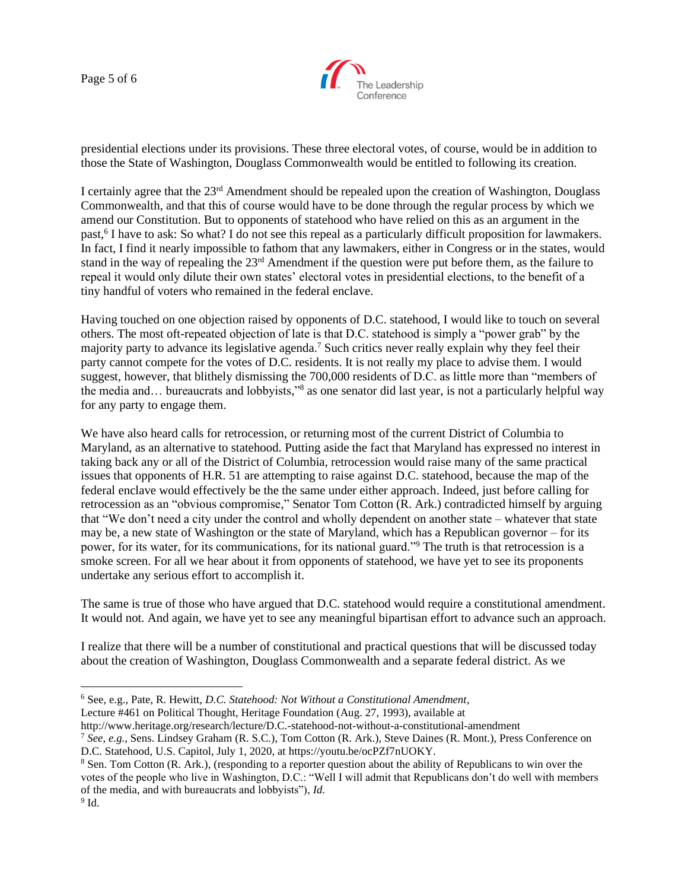presidential elections under its provisions. These three electoral votes, of course, would be in addition to those the State of Washington, Douglass Commonwealth would be entitled to following its creation.

I certainly agree that the 23rd Amendment should be repealed upon the creation of Washington, Douglass Commonwealth, and that this of course would have to be done through the regular process by which we amend our Constitution. But to opponents of statehood who have relied on this as an argument in the past,[6] I have to ask: So what? I do not see this repeal as a particularly difficult proposition for lawmakers. In fact, I find it nearly impossible to fathom that any lawmakers, either in Congress or in the states, would stand in the way of repealing the 23rd Amendment if the question were put before them, as the failure to repeal it would only dilute their own states' electoral votes in presidential elections, to the benefit of a tiny handful of voters who remained in the federal enclave.

Having touched on one objection raised by opponents of D.C. statehood, I would like to touch on several others. The most oft-repeated objection of late is that D.C. statehood is simply a "power grab" by the majority party to advance its legislative agenda.[7] Such critics never really explain why they feel their party cannot compete for the votes of D.C. residents. It is not really my place to advise them. I would suggest, however, that blithely dismissing the 700,000 residents of D.C. as little more than "members of the media and… bureaucrats and lobbyists,"[8] as one senator did last year, is not a particularly helpful way for any party to engage them.

We have also heard calls for retrocession, or returning most of the current District of Columbia to Maryland, as an alternative to statehood. Putting aside the fact that Maryland has expressed no interest in taking back any or all of the District of Columbia, retrocession would raise many of the same practical issues that opponents of H.R. 51 are attempting to raise against D.C. statehood, because the map of the federal enclave would effectively be the the same under either approach. Indeed, just before calling for retrocession as an "obvious compromise," Senator Tom Cotton (R. Ark.) contradicted himself by arguing that "We don't need a city under the control and wholly dependent on another state – whatever that state may be, a new state of Washington or the state of Maryland, which has a Republican governor – for its power, for its water, for its communications, for its national guard."[9] The truth is that retrocession is a smoke screen. For all we hear about it from opponents of statehood, we have yet to see its proponents undertake any serious effort to accomplish it.

The same is true of those who have argued that D.C. statehood would require a constitutional amendment. It would not. And again, we have yet to see any meaningful bipartisan effort to advance such an approach.

I realize that there will be a number of constitutional and practical questions that will be discussed today about the creation of Washington, Douglass Commonwealth and a separate federal district. As we

---

[6] See, e.g., Pate, R. Hewitt, *D.C. Statehood: Not Without a Constitutional Amendment*, Lecture #461 on Political Thought, Heritage Foundation (Aug. 27, 1993), available at http://www.heritage.org/research/lecture/D.C.-statehood-not-without-a-constitutional-amendment

[7] *See, e.g.*, Sens. Lindsey Graham (R. S.C.), Tom Cotton (R. Ark.), Steve Daines (R. Mont.), Press Conference on D.C. Statehood, U.S. Capitol, July 1, 2020, at https://youtu.be/ocPZf7nUOKY.

[8] Sen. Tom Cotton (R. Ark.), (responding to a reporter question about the ability of Republicans to win over the votes of the people who live in Washington, D.C.: "Well I will admit that Republicans don't do well with members of the media, and with bureaucrats and lobbyists"), *Id.*

[9] Id.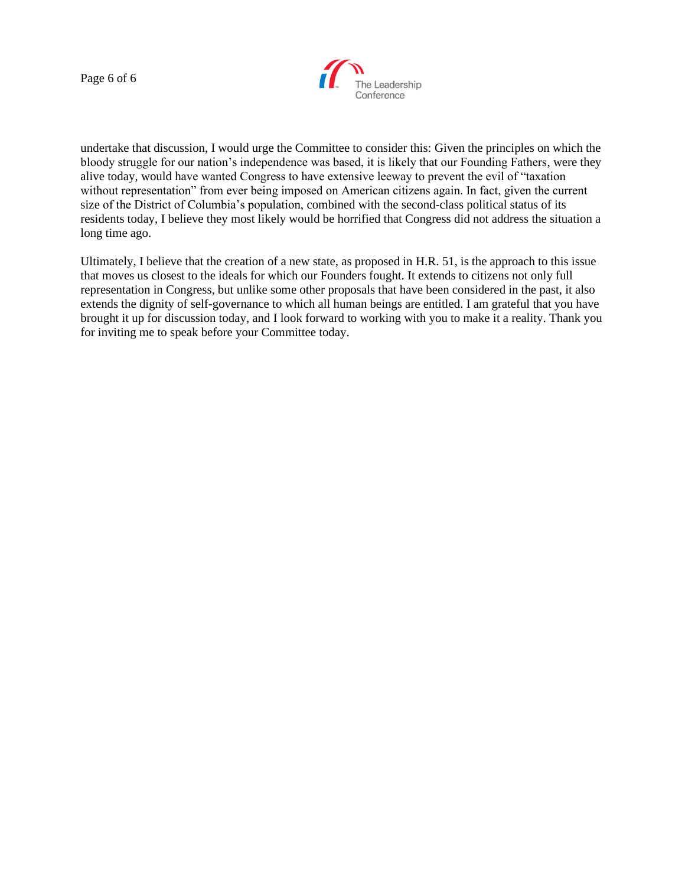undertake that discussion, I would urge the Committee to consider this: Given the principles on which the bloody struggle for our nation's independence was based, it is likely that our Founding Fathers, were they alive today, would have wanted Congress to have extensive leeway to prevent the evil of "taxation without representation" from ever being imposed on American citizens again. In fact, given the current size of the District of Columbia's population, combined with the second-class political status of its residents today, I believe they most likely would be horrified that Congress did not address the situation a long time ago.

Ultimately, I believe that the creation of a new state, as proposed in H.R. 51, is the approach to this issue that moves us closest to the ideals for which our Founders fought. It extends to citizens not only full representation in Congress, but unlike some other proposals that have been considered in the past, it also extends the dignity of self-governance to which all human beings are entitled. I am grateful that you have brought it up for discussion today, and I look forward to working with you to make it a reality. Thank you for inviting me to speak before your Committee today.